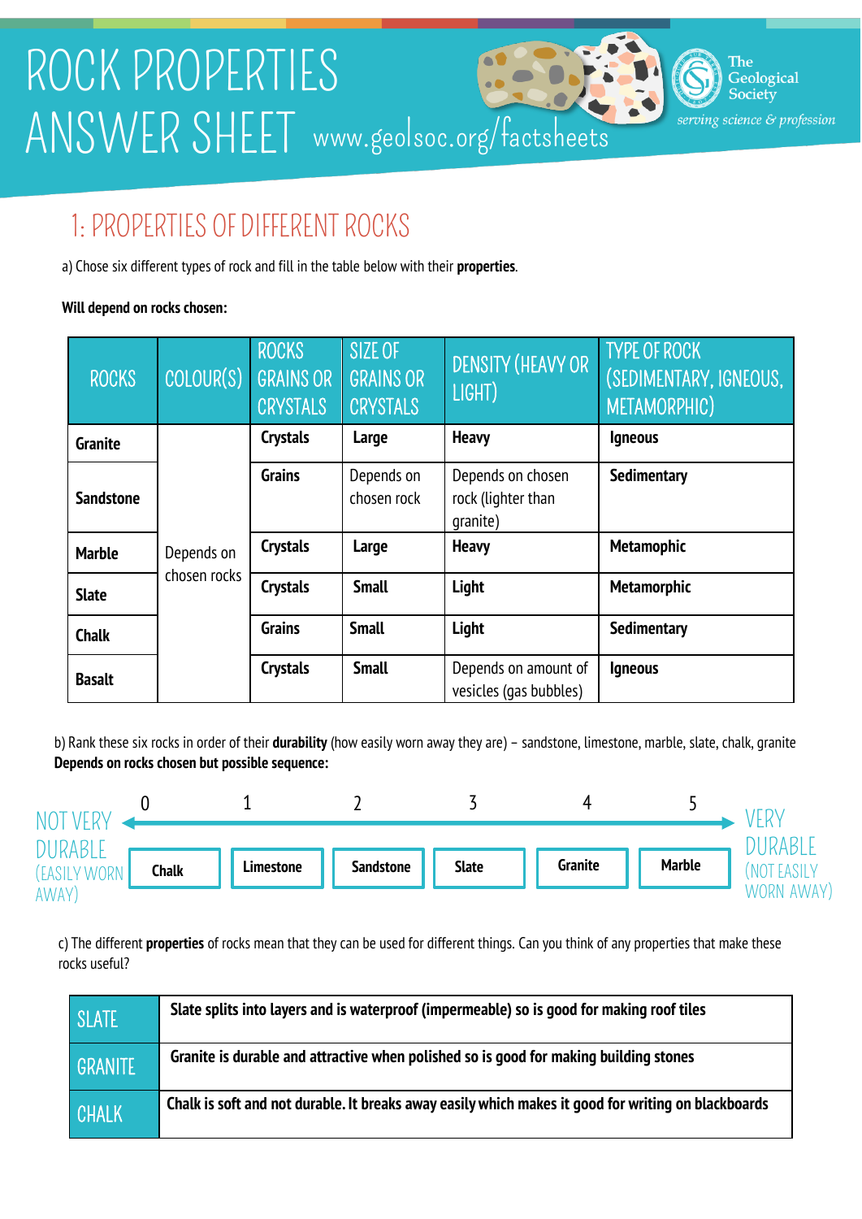# ROCK PROPERTIES ANSWER SHEET

www.geolsoc.org/factsheets

The Geological Society — *serving science & profession*

## 1: PROPERTIES OF DIFFERENT ROCKS

a) Chose six different types of rock and fill in the table below with their **properties**.

**Will depend on rocks chosen:**

| ROCKS | COLOUR(S) | ROCKS GRAINS OR CRYSTALS | SIZE OF GRAINS OR CRYSTALS | DENSITY (HEAVY OR LIGHT) | TYPE OF ROCK (SEDIMENTARY, IGNEOUS, METAMORPHIC) |
|---|---|---|---|---|---|
| **Granite** | Depends on chosen rocks | **Crystals** | **Large** | **Heavy** | **Igneous** |
| **Sandstone** | | **Grains** | Depends on chosen rock | Depends on chosen rock (lighter than granite) | **Sedimentary** |
| **Marble** | | **Crystals** | **Large** | **Heavy** | **Metamophic** |
| **Slate** | | **Crystals** | **Small** | **Light** | **Metamorphic** |
| **Chalk** | | **Grains** | **Small** | **Light** | **Sedimentary** |
| **Basalt** | | **Crystals** | **Small** | Depends on amount of vesicles (gas bubbles) | **Igneous** |

b) Rank these six rocks in order of their **durability** (how easily worn away they are) – sandstone, limestone, marble, slate, chalk, granite

**Depends on rocks chosen but possible sequence:**

NOT VERY DURABLE (EASILY WORN AWAY) ← → VERY DURABLE (NOT EASILY WORN AWAY)

| 0 | 1 | 2 | 3 | 4 | 5 |
|---|---|---|---|---|---|
| **Chalk** | **Limestone** | **Sandstone** | **Slate** | **Granite** | **Marble** |

c) The different **properties** of rocks mean that they can be used for different things. Can you think of any properties that make these rocks useful?

| | |
|---|---|
| SLATE | **Slate splits into layers and is waterproof (impermeable) so is good for making roof tiles** |
| GRANITE | **Granite is durable and attractive when polished so is good for making building stones** |
| CHALK | **Chalk is soft and not durable. It breaks away easily which makes it good for writing on blackboards** |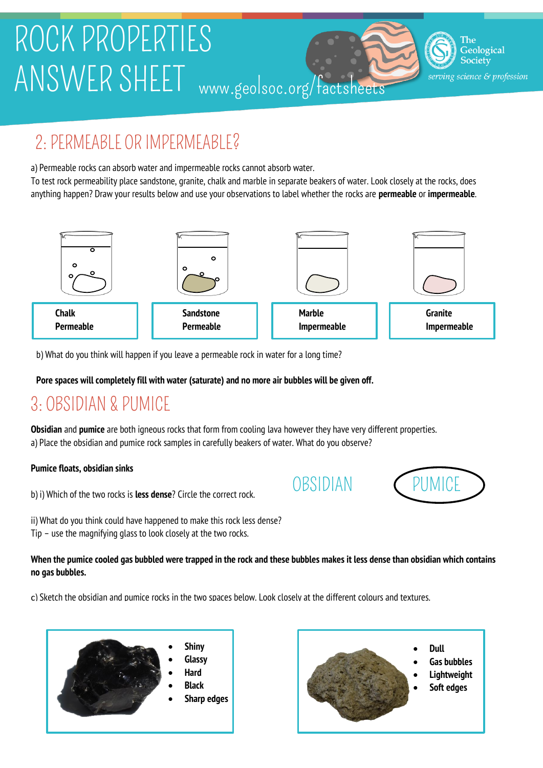# ROCK PROPERTIES ANSWER SHEET

www.geolsoc.org/factsheets

The Geological Society

*serving science & profession*

## 2: PERMEABLE OR IMPERMEABLE?

a) Permeable rocks can absorb water and impermeable rocks cannot absorb water.
To test rock permeability place sandstone, granite, chalk and marble in separate beakers of water. Look closely at the rocks, does anything happen? Draw your results below and use your observations to label whether the rocks are **permeable** or **impermeable**.

**Chalk**
**Permeable**

**Sandstone**
**Permeable**

**Marble**
**Impermeable**

**Granite**
**Impermeable**

b) What do you think will happen if you leave a permeable rock in water for a long time?

**Pore spaces will completely fill with water (saturate) and no more air bubbles will be given off.**

## 3: OBSIDIAN & PUMICE

**Obsidian** and **pumice** are both igneous rocks that form from cooling lava however they have very different properties.
a) Place the obsidian and pumice rock samples in carefully beakers of water. What do you observe?

**Pumice floats, obsidian sinks**

b) i) Which of the two rocks is **less dense**? Circle the correct rock.

OBSIDIAN PUMICE (circled)

ii) What do you think could have happened to make this rock less dense?
Tip – use the magnifying glass to look closely at the two rocks.

**When the pumice cooled gas bubbled were trapped in the rock and these bubbles makes it less dense than obsidian which contains no gas bubbles.**

c) Sketch the obsidian and pumice rocks in the two spaces below. Look closely at the different colours and textures.

- **Shiny**
- **Glassy**
- **Hard**
- **Black**
- **Sharp edges**

- **Dull**
- **Gas bubbles**
- **Lightweight**
- **Soft edges**